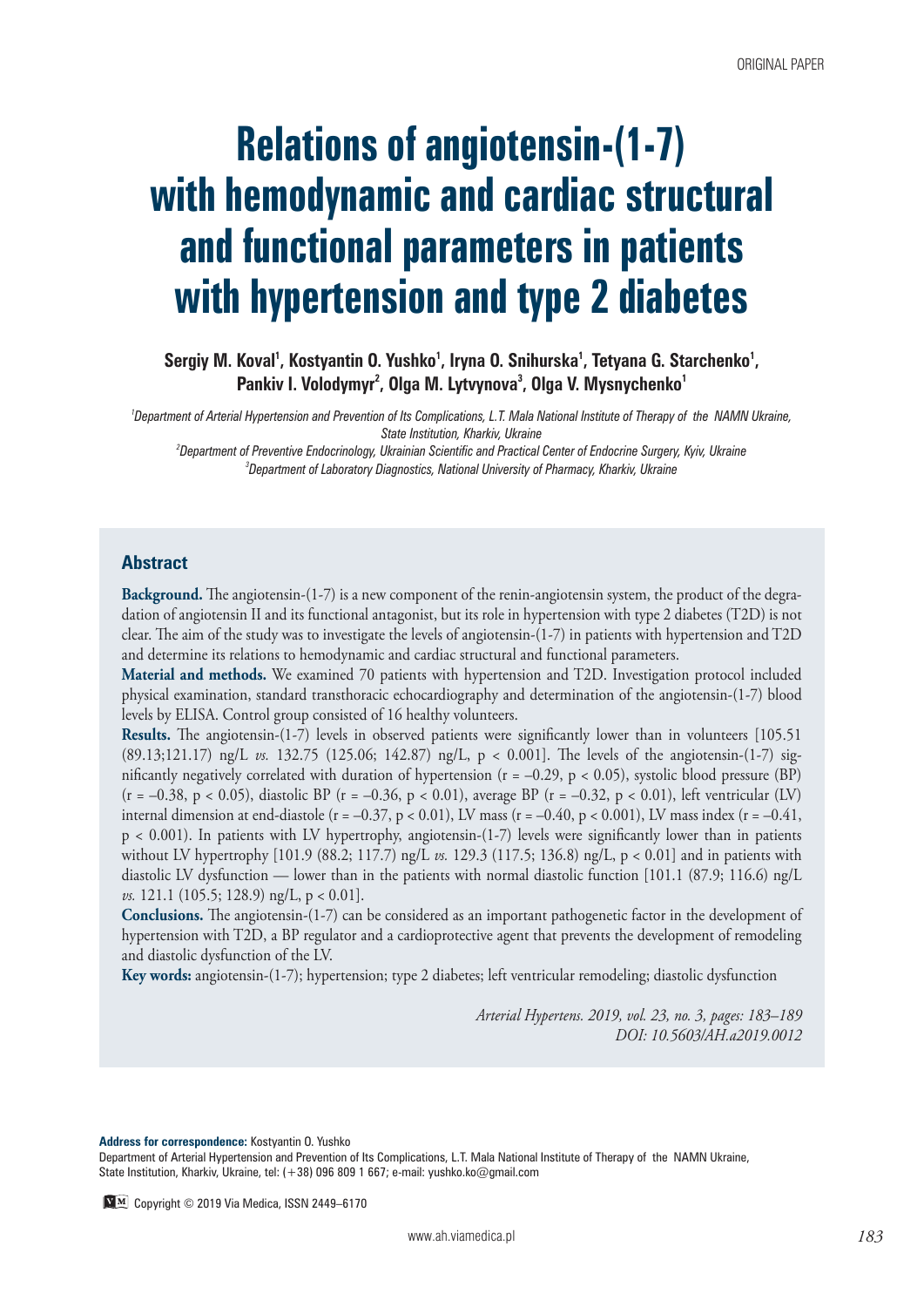ORIGINAL PAPER

# Relations of angiotensin-(1-7) with hemodynamic and cardiac structural and functional parameters in patients with hypertension and type 2 diabetes

**Sergiy M. Koval[1], Kostyantin O. Yushko[1], Iryna O. Snihurska[1], Tetyana G. Starchenko[1], Pankiv I. Volodymyr[2], Olga M. Lytvynova[3], Olga V. Mysnychenko[1]**

*[1]Department of Arterial Hypertension and Prevention of Its Complications, L.T. Mala National Institute of Therapy of the NAMN Ukraine, State Institution, Kharkiv, Ukraine*
*[2]Department of Preventive Endocrinology, Ukrainian Scientific and Practical Center of Endocrine Surgery, Kyiv, Ukraine*
*[3]Department of Laboratory Diagnostics, National University of Pharmacy, Kharkiv, Ukraine*

## Abstract

**Background.** The angiotensin-(1-7) is a new component of the renin-angiotensin system, the product of the degradation of angiotensin II and its functional antagonist, but its role in hypertension with type 2 diabetes (T2D) is not clear. The aim of the study was to investigate the levels of angiotensin-(1-7) in patients with hypertension and T2D and determine its relations to hemodynamic and cardiac structural and functional parameters.

**Material and methods.** We examined 70 patients with hypertension and T2D. Investigation protocol included physical examination, standard transthoracic echocardiography and determination of the angiotensin-(1-7) blood levels by ELISA. Control group consisted of 16 healthy volunteers.

**Results.** The angiotensin-(1-7) levels in observed patients were significantly lower than in volunteers [105.51 (89.13;121.17) ng/L *vs.* 132.75 (125.06; 142.87) ng/L, $p < 0.001$]. The levels of the angiotensin-(1-7) significantly negatively correlated with duration of hypertension ($r = -0.29$, $p < 0.05$), systolic blood pressure (BP) ($r = -0.38$, $p < 0.05$), diastolic BP ($r = -0.36$, $p < 0.01$), average BP ($r = -0.32$, $p < 0.01$), left ventricular (LV) internal dimension at end-diastole ($r = -0.37$, $p < 0.01$), LV mass ($r = -0.40$, $p < 0.001$), LV mass index ($r = -0.41$, $p < 0.001$). In patients with LV hypertrophy, angiotensin-(1-7) levels were significantly lower than in patients without LV hypertrophy [101.9 (88.2; 117.7) ng/L *vs.* 129.3 (117.5; 136.8) ng/L, $p < 0.01$] and in patients with diastolic LV dysfunction — lower than in the patients with normal diastolic function [101.1 (87.9; 116.6) ng/L *vs.* 121.1 (105.5; 128.9) ng/L, $p < 0.01$].

**Conclusions.** The angiotensin-(1-7) can be considered as an important pathogenetic factor in the development of hypertension with T2D, a BP regulator and a cardioprotective agent that prevents the development of remodeling and diastolic dysfunction of the LV.

**Key words:** angiotensin-(1-7); hypertension; type 2 diabetes; left ventricular remodeling; diastolic dysfunction

*Arterial Hypertens. 2019, vol. 23, no. 3, pages: 183–189*
*DOI: 10.5603/AH.a2019.0012*

**Address for correspondence:** Kostyantin O. Yushko
Department of Arterial Hypertension and Prevention of Its Complications, L.T. Mala National Institute of Therapy of the NAMN Ukraine, State Institution, Kharkiv, Ukraine, tel: (+38) 096 809 1 667; e-mail: yushko.ko@gmail.com

Copyright © 2019 Via Medica, ISSN 2449–6170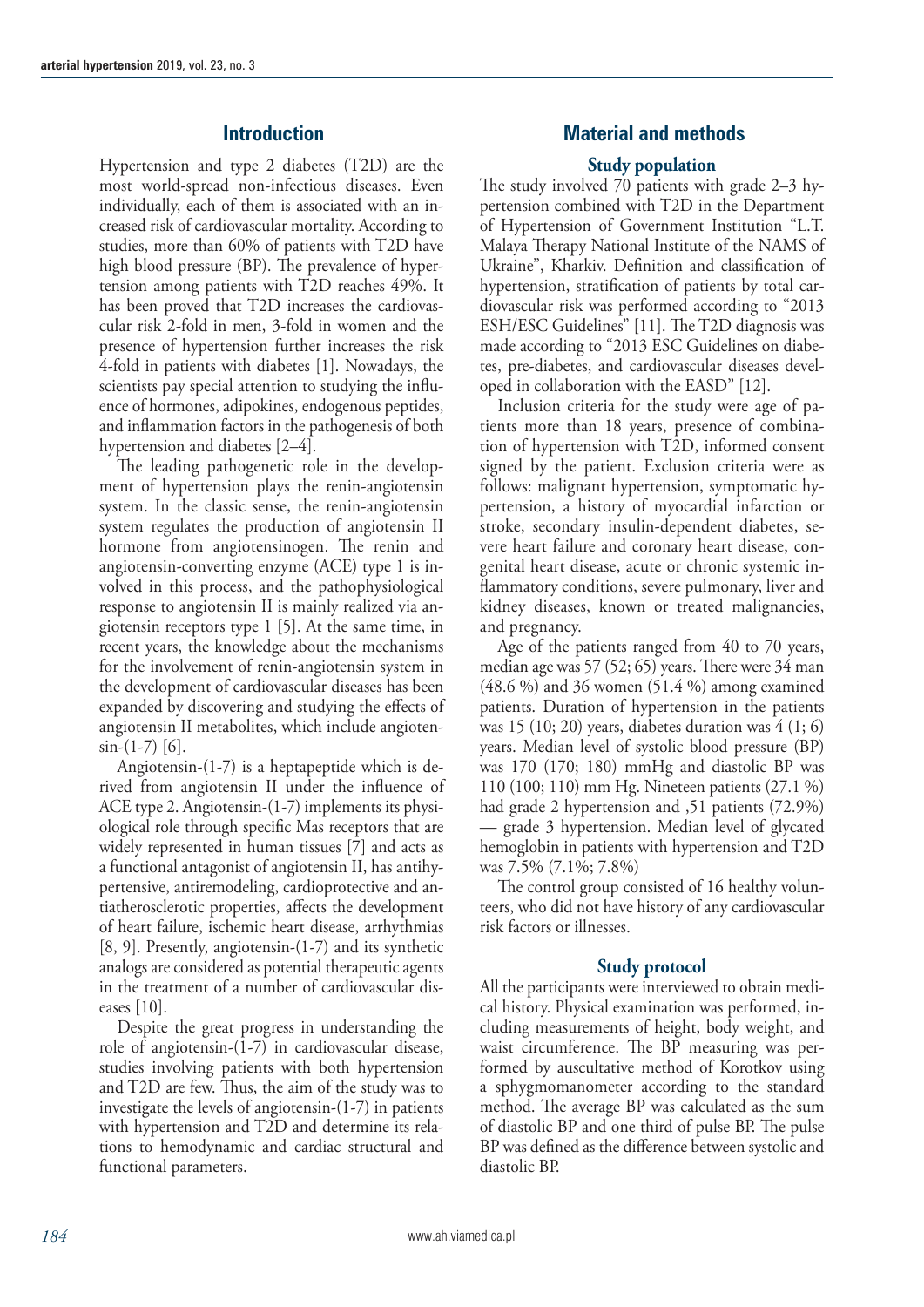## Introduction

Hypertension and type 2 diabetes (T2D) are the most world-spread non-infectious diseases. Even individually, each of them is associated with an increased risk of cardiovascular mortality. According to studies, more than 60% of patients with T2D have high blood pressure (BP). The prevalence of hypertension among patients with T2D reaches 49%. It has been proved that T2D increases the cardiovascular risk 2-fold in men, 3-fold in women and the presence of hypertension further increases the risk 4-fold in patients with diabetes [1]. Nowadays, the scientists pay special attention to studying the influence of hormones, adipokines, endogenous peptides, and inflammation factors in the pathogenesis of both hypertension and diabetes [2–4].

The leading pathogenetic role in the development of hypertension plays the renin-angiotensin system. In the classic sense, the renin-angiotensin system regulates the production of angiotensin II hormone from angiotensinogen. The renin and angiotensin-converting enzyme (ACE) type 1 is involved in this process, and the pathophysiological response to angiotensin II is mainly realized via angiotensin receptors type 1 [5]. At the same time, in recent years, the knowledge about the mechanisms for the involvement of renin-angiotensin system in the development of cardiovascular diseases has been expanded by discovering and studying the effects of angiotensin II metabolites, which include angiotensin-(1-7) [6].

Angiotensin-(1-7) is a heptapeptide which is derived from angiotensin II under the influence of ACE type 2. Angiotensin-(1-7) implements its physiological role through specific Mas receptors that are widely represented in human tissues [7] and acts as a functional antagonist of angiotensin II, has antihypertensive, antiremodeling, cardioprotective and antiatherosclerotic properties, affects the development of heart failure, ischemic heart disease, arrhythmias [8, 9]. Presently, angiotensin-(1-7) and its synthetic analogs are considered as potential therapeutic agents in the treatment of a number of cardiovascular diseases [10].

Despite the great progress in understanding the role of angiotensin-(1-7) in cardiovascular disease, studies involving patients with both hypertension and T2D are few. Thus, the aim of the study was to investigate the levels of angiotensin-(1-7) in patients with hypertension and T2D and determine its relations to hemodynamic and cardiac structural and functional parameters.

## Material and methods

### Study population

The study involved 70 patients with grade 2–3 hypertension combined with T2D in the Department of Hypertension of Government Institution "L.T. Malaya Therapy National Institute of the NAMS of Ukraine", Kharkiv. Definition and classification of hypertension, stratification of patients by total cardiovascular risk was performed according to "2013 ESH/ESC Guidelines" [11]. The T2D diagnosis was made according to "2013 ESC Guidelines on diabetes, pre-diabetes, and cardiovascular diseases developed in collaboration with the EASD" [12].

Inclusion criteria for the study were age of patients more than 18 years, presence of combination of hypertension with T2D, informed consent signed by the patient. Exclusion criteria were as follows: malignant hypertension, symptomatic hypertension, a history of myocardial infarction or stroke, secondary insulin-dependent diabetes, severe heart failure and coronary heart disease, congenital heart disease, acute or chronic systemic inflammatory conditions, severe pulmonary, liver and kidney diseases, known or treated malignancies, and pregnancy.

Age of the patients ranged from 40 to 70 years, median age was 57 (52; 65) years. There were 34 man (48.6 %) and 36 women (51.4 %) among examined patients. Duration of hypertension in the patients was 15 (10; 20) years, diabetes duration was 4 (1; 6) years. Median level of systolic blood pressure (BP) was 170 (170; 180) mmHg and diastolic BP was 110 (100; 110) mm Hg. Nineteen patients (27.1 %) had grade 2 hypertension and ,51 patients (72.9%) — grade 3 hypertension. Median level of glycated hemoglobin in patients with hypertension and T2D was 7.5% (7.1%; 7.8%)

The control group consisted of 16 healthy volunteers, who did not have history of any cardiovascular risk factors or illnesses.

### Study protocol

All the participants were interviewed to obtain medical history. Physical examination was performed, including measurements of height, body weight, and waist circumference. The BP measuring was performed by auscultative method of Korotkov using a sphygmomanometer according to the standard method. The average BP was calculated as the sum of diastolic BP and one third of pulse BP. The pulse BP was defined as the difference between systolic and diastolic BP.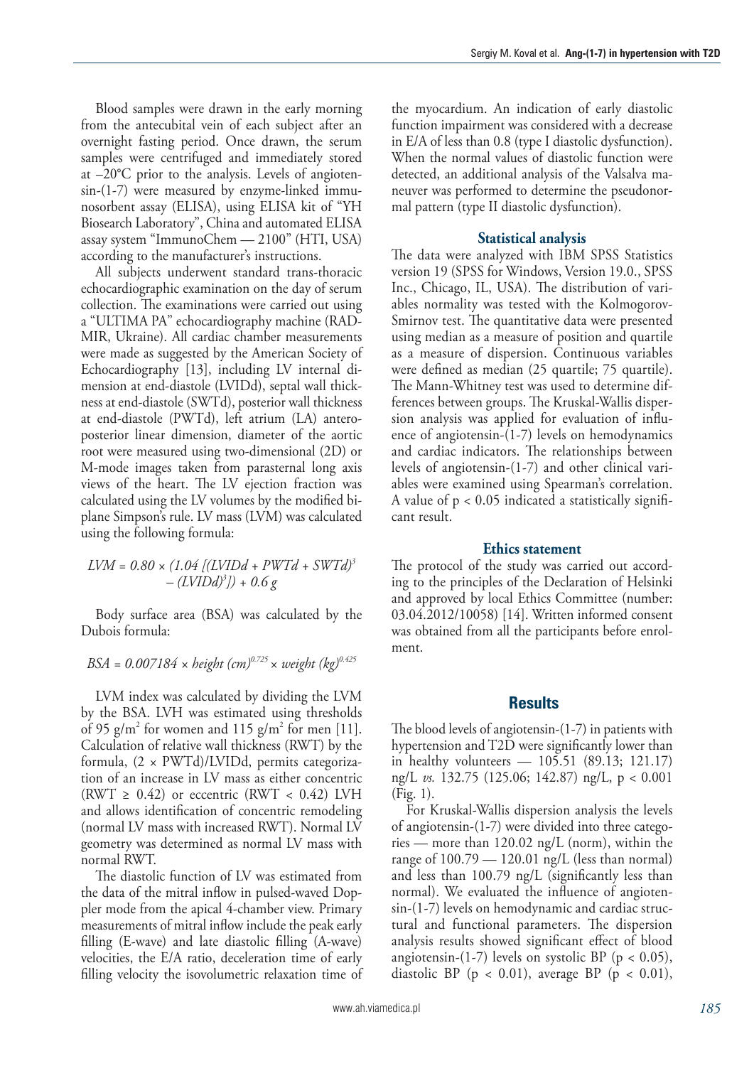Blood samples were drawn in the early morning from the antecubital vein of each subject after an overnight fasting period. Once drawn, the serum samples were centrifuged and immediately stored at –20°C prior to the analysis. Levels of angiotensin-(1-7) were measured by enzyme-linked immunosorbent assay (ELISA), using ELISA kit of "YH Biosearch Laboratory", China and automated ELISA assay system "ImmunoChem — 2100" (HTI, USA) according to the manufacturer's instructions.

All subjects underwent standard trans-thoracic echocardiographic examination on the day of serum collection. The examinations were carried out using a "ULTIMA PA" echocardiography machine (RADMIR, Ukraine). All cardiac chamber measurements were made as suggested by the American Society of Echocardiography [13], including LV internal dimension at end-diastole (LVIDd), septal wall thickness at end-diastole (SWTd), posterior wall thickness at end-diastole (PWTd), left atrium (LA) anteroposterior linear dimension, diameter of the aortic root were measured using two-dimensional (2D) or M-mode images taken from parasternal long axis views of the heart. The LV ejection fraction was calculated using the LV volumes by the modified biplane Simpson's rule. LV mass (LVM) was calculated using the following formula:

$$LVM = 0.80 \times (1.04\ [(LVIDd + PWTd + SWTd)^3 - (LVIDd)^3]) + 0.6\ g$$

Body surface area (BSA) was calculated by the Dubois formula:

$$BSA = 0.007184 \times height\ (cm)^{0.725} \times weight\ (kg)^{0.425}$$

LVM index was calculated by dividing the LVM by the BSA. LVH was estimated using thresholds of 95 $g/m^2$ for women and 115 $g/m^2$ for men [11]. Calculation of relative wall thickness (RWT) by the formula, $(2 \times PWTd)/LVIDd$, permits categorization of an increase in LV mass as either concentric ($RWT \geq 0.42$) or eccentric ($RWT < 0.42$) LVH and allows identification of concentric remodeling (normal LV mass with increased RWT). Normal LV geometry was determined as normal LV mass with normal RWT.

The diastolic function of LV was estimated from the data of the mitral inflow in pulsed-waved Doppler mode from the apical 4-chamber view. Primary measurements of mitral inflow include the peak early filling (E-wave) and late diastolic filling (A-wave) velocities, the E/A ratio, deceleration time of early filling velocity the isovolumetric relaxation time of the myocardium. An indication of early diastolic function impairment was considered with a decrease in E/A of less than 0.8 (type I diastolic dysfunction). When the normal values of diastolic function were detected, an additional analysis of the Valsalva maneuver was performed to determine the pseudonormal pattern (type II diastolic dysfunction).

### Statistical analysis

The data were analyzed with IBM SPSS Statistics version 19 (SPSS for Windows, Version 19.0., SPSS Inc., Chicago, IL, USA). The distribution of variables normality was tested with the Kolmogorov-Smirnov test. The quantitative data were presented using median as a measure of position and quartile as a measure of dispersion. Continuous variables were defined as median (25 quartile; 75 quartile). The Mann-Whitney test was used to determine differences between groups. The Kruskal-Wallis dispersion analysis was applied for evaluation of influence of angiotensin-(1-7) levels on hemodynamics and cardiac indicators. The relationships between levels of angiotensin-(1-7) and other clinical variables were examined using Spearman's correlation. A value of $p < 0.05$ indicated a statistically significant result.

### Ethics statement

The protocol of the study was carried out according to the principles of the Declaration of Helsinki and approved by local Ethics Committee (number: 03.04.2012/10058) [14]. Written informed consent was obtained from all the participants before enrolment.

## Results

The blood levels of angiotensin-(1-7) in patients with hypertension and T2D were significantly lower than in healthy volunteers — 105.51 (89.13; 121.17) ng/L *vs.* 132.75 (125.06; 142.87) ng/L, $p < 0.001$ (Fig. 1).

For Kruskal-Wallis dispersion analysis the levels of angiotensin-(1-7) were divided into three categories — more than 120.02 ng/L (norm), within the range of 100.79 — 120.01 ng/L (less than normal) and less than 100.79 ng/L (significantly less than normal). We evaluated the influence of angiotensin-(1-7) levels on hemodynamic and cardiac structural and functional parameters. The dispersion analysis results showed significant effect of blood angiotensin-(1-7) levels on systolic BP ($p < 0.05$), diastolic BP ($p < 0.01$), average BP ($p < 0.01$),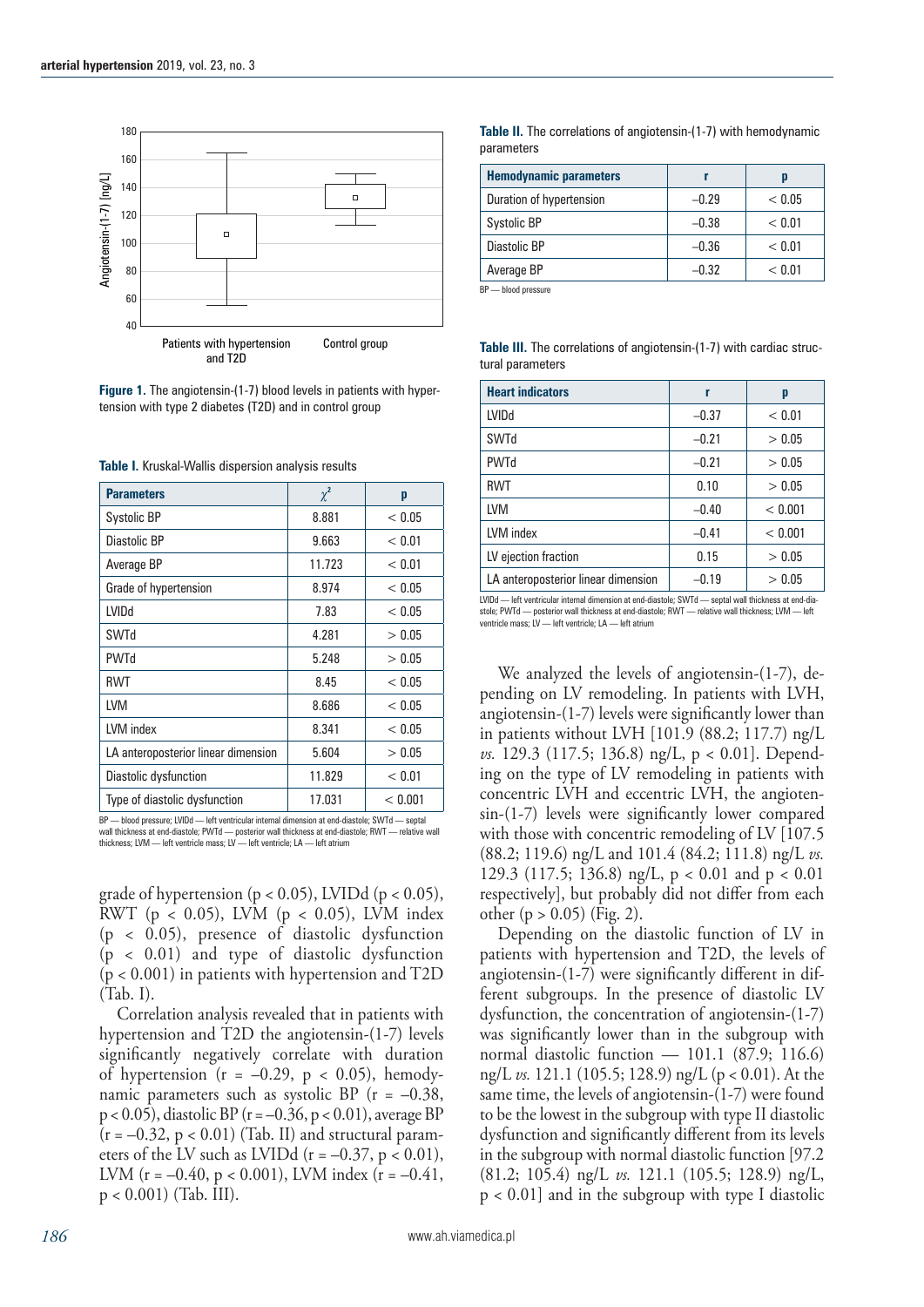**Figure 1.** The angiotensin-(1-7) blood levels in patients with hypertension with type 2 diabetes (T2D) and in control group

**Table I.** Kruskal-Wallis dispersion analysis results

| Parameters | $\chi^2$ | p |
|---|---|---|
| Systolic BP | 8.881 | < 0.05 |
| Diastolic BP | 9.663 | < 0.01 |
| Average BP | 11.723 | < 0.01 |
| Grade of hypertension | 8.974 | < 0.05 |
| LVIDd | 7.83 | < 0.05 |
| SWTd | 4.281 | > 0.05 |
| PWTd | 5.248 | > 0.05 |
| RWT | 8.45 | < 0.05 |
| LVM | 8.686 | < 0.05 |
| LVM index | 8.341 | < 0.05 |
| LA anteroposterior linear dimension | 5.604 | > 0.05 |
| Diastolic dysfunction | 11.829 | < 0.01 |
| Type of diastolic dysfunction | 17.031 | < 0.001 |

BP — blood pressure; LVIDd — left ventricular internal dimension at end-diastole; SWTd — septal wall thickness at end-diastole; PWTd — posterior wall thickness at end-diastole; RWT — relative wall thickness; LVM — left ventricle mass; LV — left ventricle; LA — left atrium

grade of hypertension (p < 0.05), LVIDd (p < 0.05), RWT (p < 0.05), LVM (p < 0.05), LVM index (p < 0.05), presence of diastolic dysfunction (p < 0.01) and type of diastolic dysfunction (p < 0.001) in patients with hypertension and T2D (Tab. I).

Correlation analysis revealed that in patients with hypertension and T2D the angiotensin-(1-7) levels significantly negatively correlate with duration of hypertension (r = –0.29, p < 0.05), hemodynamic parameters such as systolic BP (r = –0.38, p < 0.05), diastolic BP (r = –0.36, p < 0.01), average BP (r = –0.32, p < 0.01) (Tab. II) and structural parameters of the LV such as LVIDd (r = –0.37, p < 0.01), LVM (r = –0.40, p < 0.001), LVM index (r = –0.41, p < 0.001) (Tab. III).

**Table II.** The correlations of angiotensin-(1-7) with hemodynamic parameters

| Hemodynamic parameters | r | p |
|---|---|---|
| Duration of hypertension | –0.29 | < 0.05 |
| Systolic BP | –0.38 | < 0.01 |
| Diastolic BP | –0.36 | < 0.01 |
| Average BP | –0.32 | < 0.01 |

BP — blood pressure

**Table III.** The correlations of angiotensin-(1-7) with cardiac structural parameters

| Heart indicators | r | p |
|---|---|---|
| LVIDd | –0.37 | < 0.01 |
| SWTd | –0.21 | > 0.05 |
| PWTd | –0.21 | > 0.05 |
| RWT | 0.10 | > 0.05 |
| LVM | –0.40 | < 0.001 |
| LVM index | –0.41 | < 0.001 |
| LV ejection fraction | 0.15 | > 0.05 |
| LA anteroposterior linear dimension | –0.19 | > 0.05 |

LVIDd — left ventricular internal dimension at end-diastole; SWTd — septal wall thickness at end-diastole; PWTd — posterior wall thickness at end-diastole; RWT — relative wall thickness; LVM — left ventricle mass; LV — left ventricle; LA — left atrium

We analyzed the levels of angiotensin-(1-7), depending on LV remodeling. In patients with LVH, angiotensin-(1-7) levels were significantly lower than in patients without LVH [101.9 (88.2; 117.7) ng/L *vs.* 129.3 (117.5; 136.8) ng/L, p < 0.01]. Depending on the type of LV remodeling in patients with concentric LVH and eccentric LVH, the angiotensin-(1-7) levels were significantly lower compared with those with concentric remodeling of LV [107.5 (88.2; 119.6) ng/L and 101.4 (84.2; 111.8) ng/L *vs.* 129.3 (117.5; 136.8) ng/L, p < 0.01 and p < 0.01 respectively], but probably did not differ from each other (p > 0.05) (Fig. 2).

Depending on the diastolic function of LV in patients with hypertension and T2D, the levels of angiotensin-(1-7) were significantly different in different subgroups. In the presence of diastolic LV dysfunction, the concentration of angiotensin-(1-7) was significantly lower than in the subgroup with normal diastolic function — 101.1 (87.9; 116.6) ng/L *vs.* 121.1 (105.5; 128.9) ng/L (p < 0.01). At the same time, the levels of angiotensin-(1-7) were found to be the lowest in the subgroup with type II diastolic dysfunction and significantly different from its levels in the subgroup with normal diastolic function [97.2 (81.2; 105.4) ng/L *vs.* 121.1 (105.5; 128.9) ng/L, p < 0.01] and in the subgroup with type I diastolic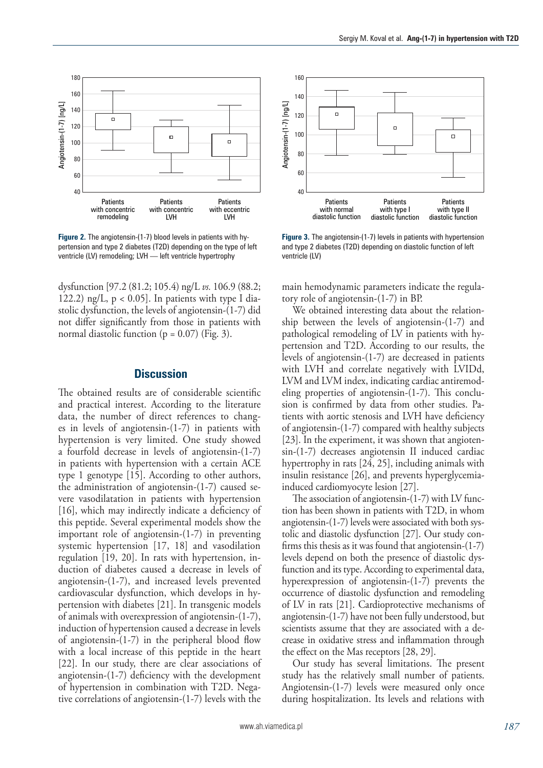**Figure 2.** The angiotensin-(1-7) blood levels in patients with hypertension and type 2 diabetes (T2D) depending on the type of left ventricle (LV) remodeling; LVH — left ventricle hypertrophy

**Figure 3.** The angiotensin-(1-7) levels in patients with hypertension and type 2 diabetes (T2D) depending on diastolic function of left ventricle (LV)

dysfunction [97.2 (81.2; 105.4) ng/L *vs.* 106.9 (88.2; 122.2) ng/L, $p < 0.05$]. In patients with type I diastolic dysfunction, the levels of angiotensin-(1-7) did not differ significantly from those in patients with normal diastolic function ($p = 0.07$) (Fig. 3).

## Discussion

The obtained results are of considerable scientific and practical interest. According to the literature data, the number of direct references to changes in levels of angiotensin-(1-7) in patients with hypertension is very limited. One study showed a fourfold decrease in levels of angiotensin-(1-7) in patients with hypertension with a certain ACE type 1 genotype [15]. According to other authors, the administration of angiotensin-(1-7) caused severe vasodilatation in patients with hypertension [16], which may indirectly indicate a deficiency of this peptide. Several experimental models show the important role of angiotensin-(1-7) in preventing systemic hypertension [17, 18] and vasodilation regulation [19, 20]. In rats with hypertension, induction of diabetes caused a decrease in levels of angiotensin-(1-7), and increased levels prevented cardiovascular dysfunction, which develops in hypertension with diabetes [21]. In transgenic models of animals with overexpression of angiotensin-(1-7), induction of hypertension caused a decrease in levels of angiotensin-(1-7) in the peripheral blood flow with a local increase of this peptide in the heart [22]. In our study, there are clear associations of angiotensin-(1-7) deficiency with the development of hypertension in combination with T2D. Negative correlations of angiotensin-(1-7) levels with the main hemodynamic parameters indicate the regulatory role of angiotensin-(1-7) in BP.

We obtained interesting data about the relationship between the levels of angiotensin-(1-7) and pathological remodeling of LV in patients with hypertension and T2D. According to our results, the levels of angiotensin-(1-7) are decreased in patients with LVH and correlate negatively with LVIDd, LVM and LVM index, indicating cardiac antiremodeling properties of angiotensin-(1-7). This conclusion is confirmed by data from other studies. Patients with aortic stenosis and LVH have deficiency of angiotensin-(1-7) compared with healthy subjects [23]. In the experiment, it was shown that angiotensin-(1-7) decreases angiotensin II induced cardiac hypertrophy in rats [24, 25], including animals with insulin resistance [26], and prevents hyperglycemia-induced cardiomyocyte lesion [27].

The association of angiotensin-(1-7) with LV function has been shown in patients with T2D, in whom angiotensin-(1-7) levels were associated with both systolic and diastolic dysfunction [27]. Our study confirms this thesis as it was found that angiotensin-(1-7) levels depend on both the presence of diastolic dysfunction and its type. According to experimental data, hyperexpression of angiotensin-(1-7) prevents the occurrence of diastolic dysfunction and remodeling of LV in rats [21]. Cardioprotective mechanisms of angiotensin-(1-7) have not been fully understood, but scientists assume that they are associated with a decrease in oxidative stress and inflammation through the effect on the Mas receptors [28, 29].

Our study has several limitations. The present study has the relatively small number of patients. Angiotensin-(1-7) levels were measured only once during hospitalization. Its levels and relations with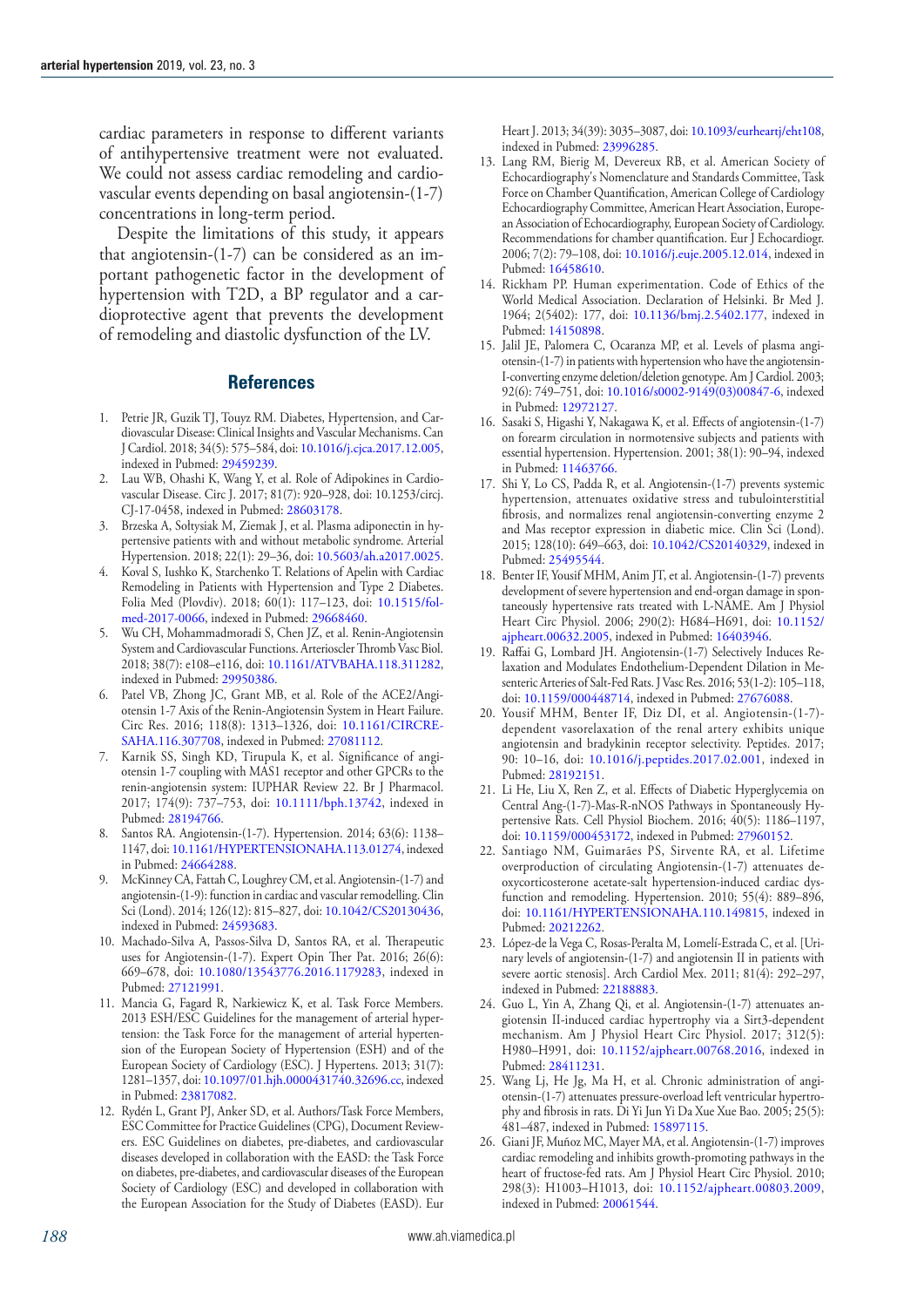cardiac parameters in response to different variants of antihypertensive treatment were not evaluated. We could not assess cardiac remodeling and cardiovascular events depending on basal angiotensin-(1-7) concentrations in long-term period.

Despite the limitations of this study, it appears that angiotensin-(1-7) can be considered as an important pathogenetic factor in the development of hypertension with T2D, a BP regulator and a cardioprotective agent that prevents the development of remodeling and diastolic dysfunction of the LV.

## References

1. Petrie JR, Guzik TJ, Touyz RM. Diabetes, Hypertension, and Cardiovascular Disease: Clinical Insights and Vascular Mechanisms. Can J Cardiol. 2018; 34(5): 575–584, doi: 10.1016/j.cjca.2017.12.005, indexed in Pubmed: 29459239.
2. Lau WB, Ohashi K, Wang Y, et al. Role of Adipokines in Cardiovascular Disease. Circ J. 2017; 81(7): 920–928, doi: 10.1253/circj. CJ-17-0458, indexed in Pubmed: 28603178.
3. Brzeska A, Sołtysiak M, Ziemak J, et al. Plasma adiponectin in hypertensive patients with and without metabolic syndrome. Arterial Hypertension. 2018; 22(1): 29–36, doi: 10.5603/ah.a2017.0025.
4. Koval S, Iushko K, Starchenko T. Relations of Apelin with Cardiac Remodeling in Patients with Hypertension and Type 2 Diabetes. Folia Med (Plovdiv). 2018; 60(1): 117–123, doi: 10.1515/folmed-2017-0066, indexed in Pubmed: 29668460.
5. Wu CH, Mohammadmoradi S, Chen JZ, et al. Renin-Angiotensin System and Cardiovascular Functions. Arterioscler Thromb Vasc Biol. 2018; 38(7): e108–e116, doi: 10.1161/ATVBAHA.118.311282, indexed in Pubmed: 29950386.
6. Patel VB, Zhong JC, Grant MB, et al. Role of the ACE2/Angiotensin 1-7 Axis of the Renin-Angiotensin System in Heart Failure. Circ Res. 2016; 118(8): 1313–1326, doi: 10.1161/CIRCRESAHA.116.307708, indexed in Pubmed: 27081112.
7. Karnik SS, Singh KD, Tirupula K, et al. Significance of angiotensin 1-7 coupling with MAS1 receptor and other GPCRs to the renin-angiotensin system: IUPHAR Review 22. Br J Pharmacol. 2017; 174(9): 737–753, doi: 10.1111/bph.13742, indexed in Pubmed: 28194766.
8. Santos RA. Angiotensin-(1-7). Hypertension. 2014; 63(6): 1138–1147, doi: 10.1161/HYPERTENSIONAHA.113.01274, indexed in Pubmed: 24664288.
9. McKinney CA, Fattah C, Loughrey CM, et al. Angiotensin-(1-7) and angiotensin-(1-9): function in cardiac and vascular remodelling. Clin Sci (Lond). 2014; 126(12): 815–827, doi: 10.1042/CS20130436, indexed in Pubmed: 24593683.
10. Machado-Silva A, Passos-Silva D, Santos RA, et al. Therapeutic uses for Angiotensin-(1-7). Expert Opin Ther Pat. 2016; 26(6): 669–678, doi: 10.1080/13543776.2016.1179283, indexed in Pubmed: 27121991.
11. Mancia G, Fagard R, Narkiewicz K, et al. Task Force Members. 2013 ESH/ESC Guidelines for the management of arterial hypertension: the Task Force for the management of arterial hypertension of the European Society of Hypertension (ESH) and of the European Society of Cardiology (ESC). J Hypertens. 2013; 31(7): 1281–1357, doi: 10.1097/01.hjh.0000431740.32696.cc, indexed in Pubmed: 23817082.
12. Rydén L, Grant PJ, Anker SD, et al. Authors/Task Force Members, ESC Committee for Practice Guidelines (CPG), Document Reviewers. ESC Guidelines on diabetes, pre-diabetes, and cardiovascular diseases developed in collaboration with the EASD: the Task Force on diabetes, pre-diabetes, and cardiovascular diseases of the European Society of Cardiology (ESC) and developed in collaboration with the European Association for the Study of Diabetes (EASD). Eur Heart J. 2013; 34(39): 3035–3087, doi: 10.1093/eurheartj/eht108, indexed in Pubmed: 23996285.
13. Lang RM, Bierig M, Devereux RB, et al. American Society of Echocardiography's Nomenclature and Standards Committee, Task Force on Chamber Quantification, American College of Cardiology Echocardiography Committee, American Heart Association, European Association of Echocardiography, European Society of Cardiology. Recommendations for chamber quantification. Eur J Echocardiogr. 2006; 7(2): 79–108, doi: 10.1016/j.euje.2005.12.014, indexed in Pubmed: 16458610.
14. Rickham PP. Human experimentation. Code of Ethics of the World Medical Association. Declaration of Helsinki. Br Med J. 1964; 2(5402): 177, doi: 10.1136/bmj.2.5402.177, indexed in Pubmed: 14150898.
15. Jalil JE, Palomera C, Ocaranza MP, et al. Levels of plasma angiotensin-(1-7) in patients with hypertension who have the angiotensin-I-converting enzyme deletion/deletion genotype. Am J Cardiol. 2003; 92(6): 749–751, doi: 10.1016/s0002-9149(03)00847-6, indexed in Pubmed: 12972127.
16. Sasaki S, Higashi Y, Nakagawa K, et al. Effects of angiotensin-(1-7) on forearm circulation in normotensive subjects and patients with essential hypertension. Hypertension. 2001; 38(1): 90–94, indexed in Pubmed: 11463766.
17. Shi Y, Lo CS, Padda R, et al. Angiotensin-(1-7) prevents systemic hypertension, attenuates oxidative stress and tubulointerstitial fibrosis, and normalizes renal angiotensin-converting enzyme 2 and Mas receptor expression in diabetic mice. Clin Sci (Lond). 2015; 128(10): 649–663, doi: 10.1042/CS20140329, indexed in Pubmed: 25495544.
18. Benter IF, Yousif MHM, Anim JT, et al. Angiotensin-(1-7) prevents development of severe hypertension and end-organ damage in spontaneously hypertensive rats treated with L-NAME. Am J Physiol Heart Circ Physiol. 2006; 290(2): H684–H691, doi: 10.1152/ajpheart.00632.2005, indexed in Pubmed: 16403946.
19. Raffai G, Lombard JH. Angiotensin-(1-7) Selectively Induces Relaxation and Modulates Endothelium-Dependent Dilation in Mesenteric Arteries of Salt-Fed Rats. J Vasc Res. 2016; 53(1-2): 105–118, doi: 10.1159/000448714, indexed in Pubmed: 27676088.
20. Yousif MHM, Benter IF, Diz DI, et al. Angiotensin-(1-7)-dependent vasorelaxation of the renal artery exhibits unique angiotensin and bradykinin receptor selectivity. Peptides. 2017; 90: 10–16, doi: 10.1016/j.peptides.2017.02.001, indexed in Pubmed: 28192151.
21. Li He, Liu X, Ren Z, et al. Effects of Diabetic Hyperglycemia on Central Ang-(1-7)-Mas-R-nNOS Pathways in Spontaneously Hypertensive Rats. Cell Physiol Biochem. 2016; 40(5): 1186–1197, doi: 10.1159/000453172, indexed in Pubmed: 27960152.
22. Santiago NM, Guimarães PS, Sirvente RA, et al. Lifetime overproduction of circulating Angiotensin-(1-7) attenuates deoxycorticosterone acetate-salt hypertension-induced cardiac dysfunction and remodeling. Hypertension. 2010; 55(4): 889–896, doi: 10.1161/HYPERTENSIONAHA.110.149815, indexed in Pubmed: 20212262.
23. López-de la Vega C, Rosas-Peralta M, Lomelí-Estrada C, et al. [Urinary levels of angiotensin-(1-7) and angiotensin II in patients with severe aortic stenosis]. Arch Cardiol Mex. 2011; 81(4): 292–297, indexed in Pubmed: 22188883.
24. Guo L, Yin A, Zhang Qi, et al. Angiotensin-(1-7) attenuates angiotensin II-induced cardiac hypertrophy via a Sirt3-dependent mechanism. Am J Physiol Heart Circ Physiol. 2017; 312(5): H980–H991, doi: 10.1152/ajpheart.00768.2016, indexed in Pubmed: 28411231.
25. Wang Lj, He Jg, Ma H, et al. Chronic administration of angiotensin-(1-7) attenuates pressure-overload left ventricular hypertrophy and fibrosis in rats. Di Yi Jun Yi Da Xue Xue Bao. 2005; 25(5): 481–487, indexed in Pubmed: 15897115.
26. Giani JF, Muñoz MC, Mayer MA, et al. Angiotensin-(1-7) improves cardiac remodeling and inhibits growth-promoting pathways in the heart of fructose-fed rats. Am J Physiol Heart Circ Physiol. 2010; 298(3): H1003–H1013, doi: 10.1152/ajpheart.00803.2009, indexed in Pubmed: 20061544.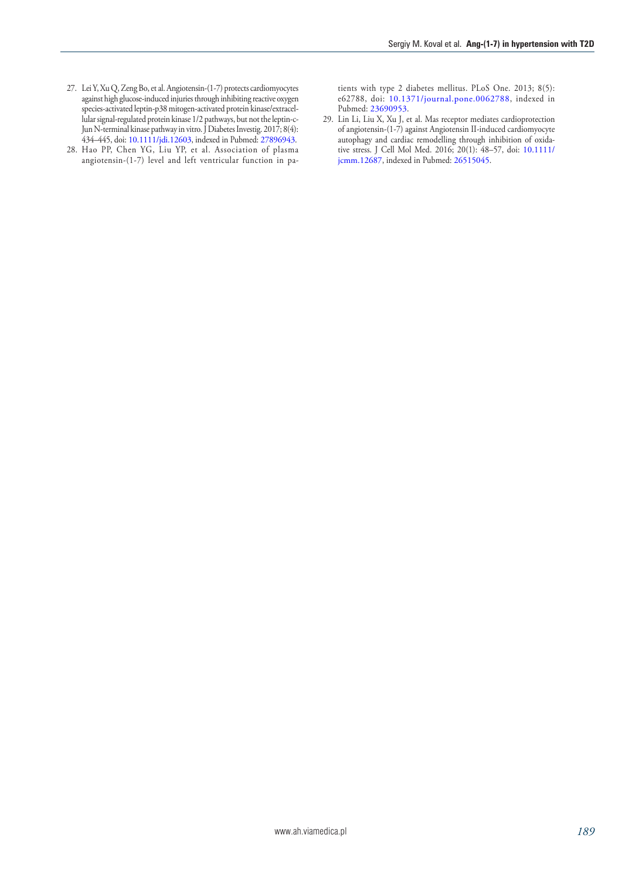27. Lei Y, Xu Q, Zeng Bo, et al. Angiotensin-(1-7) protects cardiomyocytes against high glucose-induced injuries through inhibiting reactive oxygen species-activated leptin-p38 mitogen-activated protein kinase/extracellular signal-regulated protein kinase 1/2 pathways, but not the leptin-c-Jun N-terminal kinase pathway in vitro. J Diabetes Investig. 2017; 8(4): 434–445, doi: 10.1111/jdi.12603, indexed in Pubmed: 27896943.
28. Hao PP, Chen YG, Liu YP, et al. Association of plasma angiotensin-(1-7) level and left ventricular function in patients with type 2 diabetes mellitus. PLoS One. 2013; 8(5): e62788, doi: 10.1371/journal.pone.0062788, indexed in Pubmed: 23690953.
29. Lin Li, Liu X, Xu J, et al. Mas receptor mediates cardioprotection of angiotensin-(1-7) against Angiotensin II-induced cardiomyocyte autophagy and cardiac remodelling through inhibition of oxidative stress. J Cell Mol Med. 2016; 20(1): 48–57, doi: 10.1111/jcmm.12687, indexed in Pubmed: 26515045.